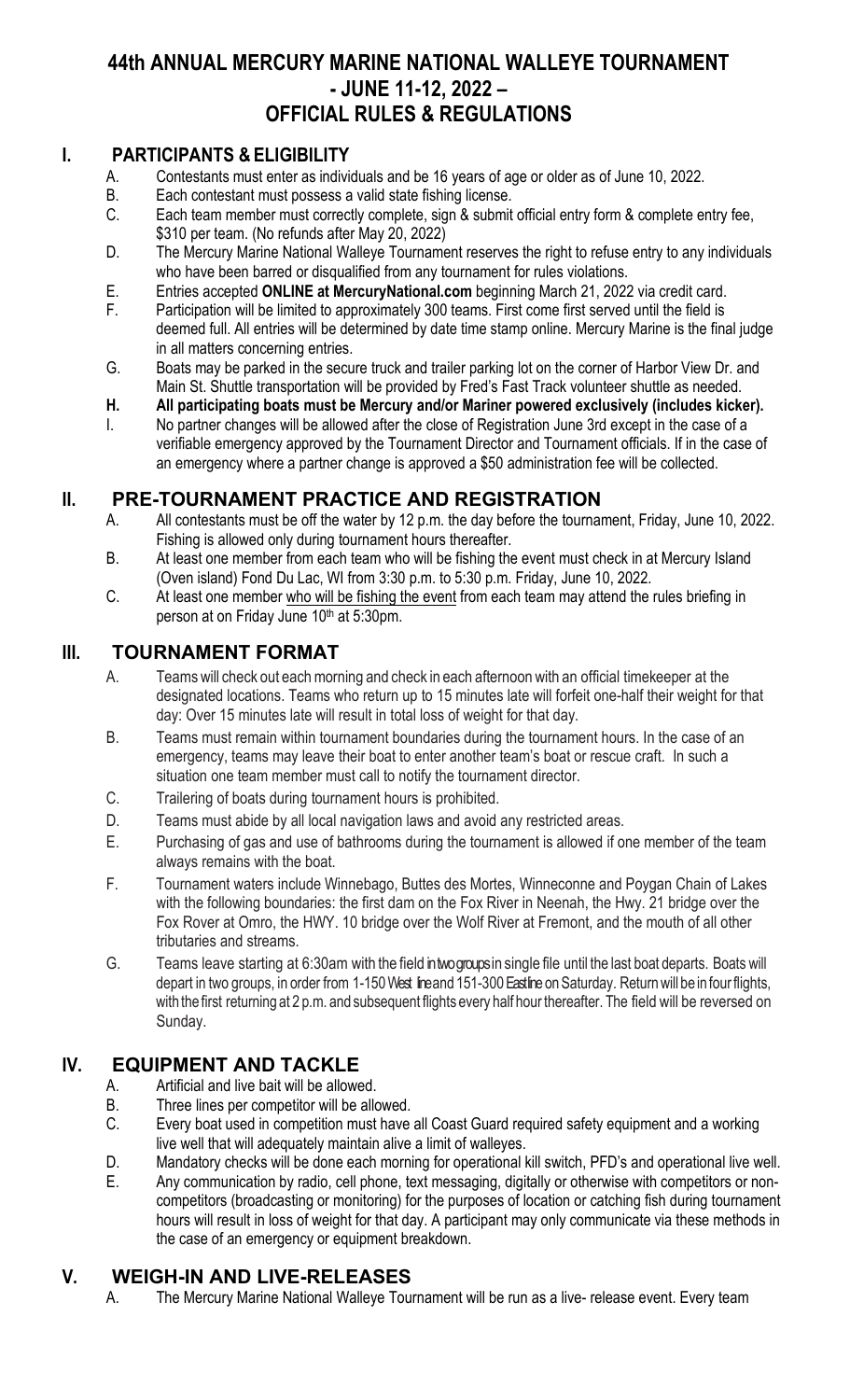# 44th ANNUAL MERCURY MARINE NATIONAL WALLEYE TOURNAMENT - JUNE 11-12, 2022 – OFFICIAL RULES & REGULATIONS

## I. PARTICIPANTS & ELIGIBILITY

A. Contestants must enter as individuals and be 16 years of age or older as of June 10, 2022.

B. Each contestant must possess a valid state fishing license.

C. Each team member must correctly complete, sign & submit official entry form & complete entry fee, \$310 per team. (No refunds after May 20, 2022)

D. The Mercury Marine National Walleye Tournament reserves the right to refuse entry to any individuals who have been barred or disqualified from any tournament for rules violations.

E. Entries accepted **ONLINE at MercuryNational.com** beginning March 21, 2022 via credit card.

F. Participation will be limited to approximately 300 teams. First come first served until the field is deemed full. All entries will be determined by date time stamp online. Mercury Marine is the final judge in all matters concerning entries.

G. Boats may be parked in the secure truck and trailer parking lot on the corner of Harbor View Dr. and Main St. Shuttle transportation will be provided by Fred's Fast Track volunteer shuttle as needed.

**H. All participating boats must be Mercury and/or Mariner powered exclusively (includes kicker).**

I. No partner changes will be allowed after the close of Registration June 3rd except in the case of a verifiable emergency approved by the Tournament Director and Tournament officials. If in the case of an emergency where a partner change is approved a \$50 administration fee will be collected.

## II. PRE-TOURNAMENT PRACTICE AND REGISTRATION

A. All contestants must be off the water by 12 p.m. the day before the tournament, Friday, June 10, 2022. Fishing is allowed only during tournament hours thereafter.

B. At least one member from each team who will be fishing the event must check in at Mercury Island (Oven island) Fond Du Lac, WI from 3:30 p.m. to 5:30 p.m. Friday, June 10, 2022.

C. At least one member <u>who will be fishing the event</u> from each team may attend the rules briefing in person at on Friday June 10th at 5:30pm.

## III. TOURNAMENT FORMAT

A. Teams will check out each morning and check in each afternoon with an official timekeeper at the designated locations. Teams who return up to 15 minutes late will forfeit one-half their weight for that day: Over 15 minutes late will result in total loss of weight for that day.

B. Teams must remain within tournament boundaries during the tournament hours. In the case of an emergency, teams may leave their boat to enter another team's boat or rescue craft. In such a situation one team member must call to notify the tournament director.

C. Trailering of boats during tournament hours is prohibited.

D. Teams must abide by all local navigation laws and avoid any restricted areas.

E. Purchasing of gas and use of bathrooms during the tournament is allowed if one member of the team always remains with the boat.

F. Tournament waters include Winnebago, Buttes des Mortes, Winneconne and Poygan Chain of Lakes with the following boundaries: the first dam on the Fox River in Neenah, the Hwy. 21 bridge over the Fox Rover at Omro, the HWY. 10 bridge over the Wolf River at Fremont, and the mouth of all other tributaries and streams.

G. Teams leave starting at 6:30am with the field in two groups in single file until the last boat departs. Boats will depart in two groups, in order from 1-150 West line and 151-300 East line on Saturday. Return will be in four flights, with the first returning at 2 p.m. and subsequent flights every half hour thereafter. The field will be reversed on Sunday.

## IV. EQUIPMENT AND TACKLE

A. Artificial and live bait will be allowed.

B. Three lines per competitor will be allowed.

C. Every boat used in competition must have all Coast Guard required safety equipment and a working live well that will adequately maintain alive a limit of walleyes.

D. Mandatory checks will be done each morning for operational kill switch, PFD's and operational live well.

E. Any communication by radio, cell phone, text messaging, digitally or otherwise with competitors or non-competitors (broadcasting or monitoring) for the purposes of location or catching fish during tournament hours will result in loss of weight for that day. A participant may only communicate via these methods in the case of an emergency or equipment breakdown.

## V. WEIGH-IN AND LIVE-RELEASES

A. The Mercury Marine National Walleye Tournament will be run as a live- release event. Every team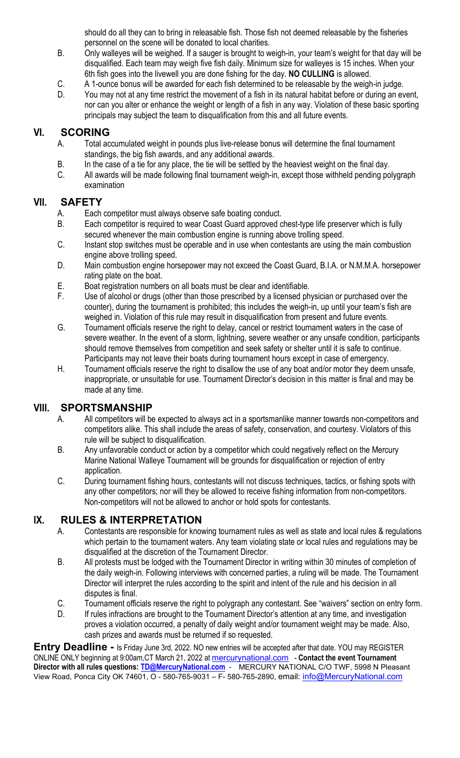should do all they can to bring in releasable fish. Those fish not deemed releasable by the fisheries personnel on the scene will be donated to local charities.

B. Only walleyes will be weighed. If a sauger is brought to weigh-in, your team's weight for that day will be disqualified. Each team may weigh five fish daily. Minimum size for walleyes is 15 inches. When your 6th fish goes into the livewell you are done fishing for the day. **NO CULLING** is allowed.

C. A 1-ounce bonus will be awarded for each fish determined to be releasable by the weigh-in judge.

D. You may not at any time restrict the movement of a fish in its natural habitat before or during an event, nor can you alter or enhance the weight or length of a fish in any way. Violation of these basic sporting principals may subject the team to disqualification from this and all future events.

## VI. SCORING

A. Total accumulated weight in pounds plus live-release bonus will determine the final tournament standings, the big fish awards, and any additional awards.

B. In the case of a tie for any place, the tie will be settled by the heaviest weight on the final day.

C. All awards will be made following final tournament weigh-in, except those withheld pending polygraph examination

## VII. SAFETY

A. Each competitor must always observe safe boating conduct.

B. Each competitor is required to wear Coast Guard approved chest-type life preserver which is fully secured whenever the main combustion engine is running above trolling speed.

C. Instant stop switches must be operable and in use when contestants are using the main combustion engine above trolling speed.

D. Main combustion engine horsepower may not exceed the Coast Guard, B.I.A. or N.M.M.A. horsepower rating plate on the boat.

E. Boat registration numbers on all boats must be clear and identifiable.

F. Use of alcohol or drugs (other than those prescribed by a licensed physician or purchased over the counter), during the tournament is prohibited; this includes the weigh-in, up until your team's fish are weighed in. Violation of this rule may result in disqualification from present and future events.

G. Tournament officials reserve the right to delay, cancel or restrict tournament waters in the case of severe weather. In the event of a storm, lightning, severe weather or any unsafe condition, participants should remove themselves from competition and seek safety or shelter until it is safe to continue. Participants may not leave their boats during tournament hours except in case of emergency.

H. Tournament officials reserve the right to disallow the use of any boat and/or motor they deem unsafe, inappropriate, or unsuitable for use. Tournament Director's decision in this matter is final and may be made at any time.

## VIII. SPORTSMANSHIP

A. All competitors will be expected to always act in a sportsmanlike manner towards non-competitors and competitors alike. This shall include the areas of safety, conservation, and courtesy. Violators of this rule will be subject to disqualification.

B. Any unfavorable conduct or action by a competitor which could negatively reflect on the Mercury Marine National Walleye Tournament will be grounds for disqualification or rejection of entry application.

C. During tournament fishing hours, contestants will not discuss techniques, tactics, or fishing spots with any other competitors; nor will they be allowed to receive fishing information from non-competitors. Non-competitors will not be allowed to anchor or hold spots for contestants.

## IX. RULES & INTERPRETATION

A. Contestants are responsible for knowing tournament rules as well as state and local rules & regulations which pertain to the tournament waters. Any team violating state or local rules and regulations may be disqualified at the discretion of the Tournament Director.

B. All protests must be lodged with the Tournament Director in writing within 30 minutes of completion of the daily weigh-in. Following interviews with concerned parties, a ruling will be made. The Tournament Director will interpret the rules according to the spirit and intent of the rule and his decision in all disputes is final.

C. Tournament officials reserve the right to polygraph any contestant. See "waivers" section on entry form.

D. If rules infractions are brought to the Tournament Director's attention at any time, and investigation proves a violation occurred, a penalty of daily weight and/or tournament weight may be made. Also, cash prizes and awards must be returned if so requested.

**Entry Deadline -** Is Friday June 3rd, 2022. NO new entries will be accepted after that date. YOU may REGISTER ONLINE ONLY beginning at 9:00am,CT March 21, 2022 at mercurynational.com - **Contact the event Tournament Director with all rules questions: TD@MercuryNational.com** - MERCURY NATIONAL C/O TWF, 5998 N Pleasant View Road, Ponca City OK 74601, O - 580-765-9031 – F- 580-765-2890, email: info@MercuryNational.com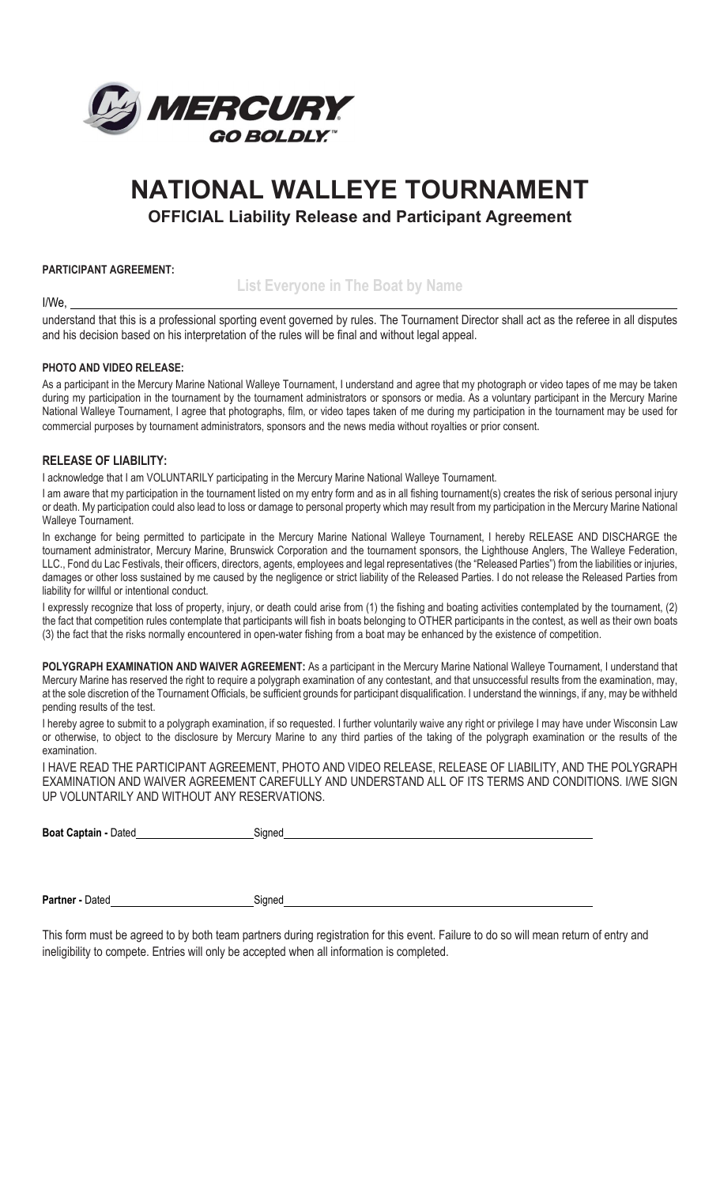MERCURY
GO BOLDLY.™

# NATIONAL WALLEYE TOURNAMENT

## OFFICIAL Liability Release and Participant Agreement

**PARTICIPANT AGREEMENT:**

List Everyone in The Boat by Name

I/We, ______________________________________________________________________________

understand that this is a professional sporting event governed by rules. The Tournament Director shall act as the referee in all disputes and his decision based on his interpretation of the rules will be final and without legal appeal.

**PHOTO AND VIDEO RELEASE:**

As a participant in the Mercury Marine National Walleye Tournament, I understand and agree that my photograph or video tapes of me may be taken during my participation in the tournament by the tournament administrators or sponsors or media. As a voluntary participant in the Mercury Marine National Walleye Tournament, I agree that photographs, film, or video tapes taken of me during my participation in the tournament may be used for commercial purposes by tournament administrators, sponsors and the news media without royalties or prior consent.

**RELEASE OF LIABILITY:**

I acknowledge that I am VOLUNTARILY participating in the Mercury Marine National Walleye Tournament.

I am aware that my participation in the tournament listed on my entry form and as in all fishing tournament(s) creates the risk of serious personal injury or death. My participation could also lead to loss or damage to personal property which may result from my participation in the Mercury Marine National Walleye Tournament.

In exchange for being permitted to participate in the Mercury Marine National Walleye Tournament, I hereby RELEASE AND DISCHARGE the tournament administrator, Mercury Marine, Brunswick Corporation and the tournament sponsors, the Lighthouse Anglers, The Walleye Federation, LLC., Fond du Lac Festivals, their officers, directors, agents, employees and legal representatives (the "Released Parties") from the liabilities or injuries, damages or other loss sustained by me caused by the negligence or strict liability of the Released Parties. I do not release the Released Parties from liability for willful or intentional conduct.

I expressly recognize that loss of property, injury, or death could arise from (1) the fishing and boating activities contemplated by the tournament, (2) the fact that competition rules contemplate that participants will fish in boats belonging to OTHER participants in the contest, as well as their own boats (3) the fact that the risks normally encountered in open-water fishing from a boat may be enhanced by the existence of competition.

**POLYGRAPH EXAMINATION AND WAIVER AGREEMENT:** As a participant in the Mercury Marine National Walleye Tournament, I understand that Mercury Marine has reserved the right to require a polygraph examination of any contestant, and that unsuccessful results from the examination, may, at the sole discretion of the Tournament Officials, be sufficient grounds for participant disqualification. I understand the winnings, if any, may be withheld pending results of the test.

I hereby agree to submit to a polygraph examination, if so requested. I further voluntarily waive any right or privilege I may have under Wisconsin Law or otherwise, to object to the disclosure by Mercury Marine to any third parties of the taking of the polygraph examination or the results of the examination.

I HAVE READ THE PARTICIPANT AGREEMENT, PHOTO AND VIDEO RELEASE, RELEASE OF LIABILITY, AND THE POLYGRAPH EXAMINATION AND WAIVER AGREEMENT CAREFULLY AND UNDERSTAND ALL OF ITS TERMS AND CONDITIONS. I/WE SIGN UP VOLUNTARILY AND WITHOUT ANY RESERVATIONS.

**Boat Captain -** Dated____________________ Signed________________________________________________

**Partner -** Dated____________________ Signed________________________________________________

This form must be agreed to by both team partners during registration for this event. Failure to do so will mean return of entry and ineligibility to compete. Entries will only be accepted when all information is completed.